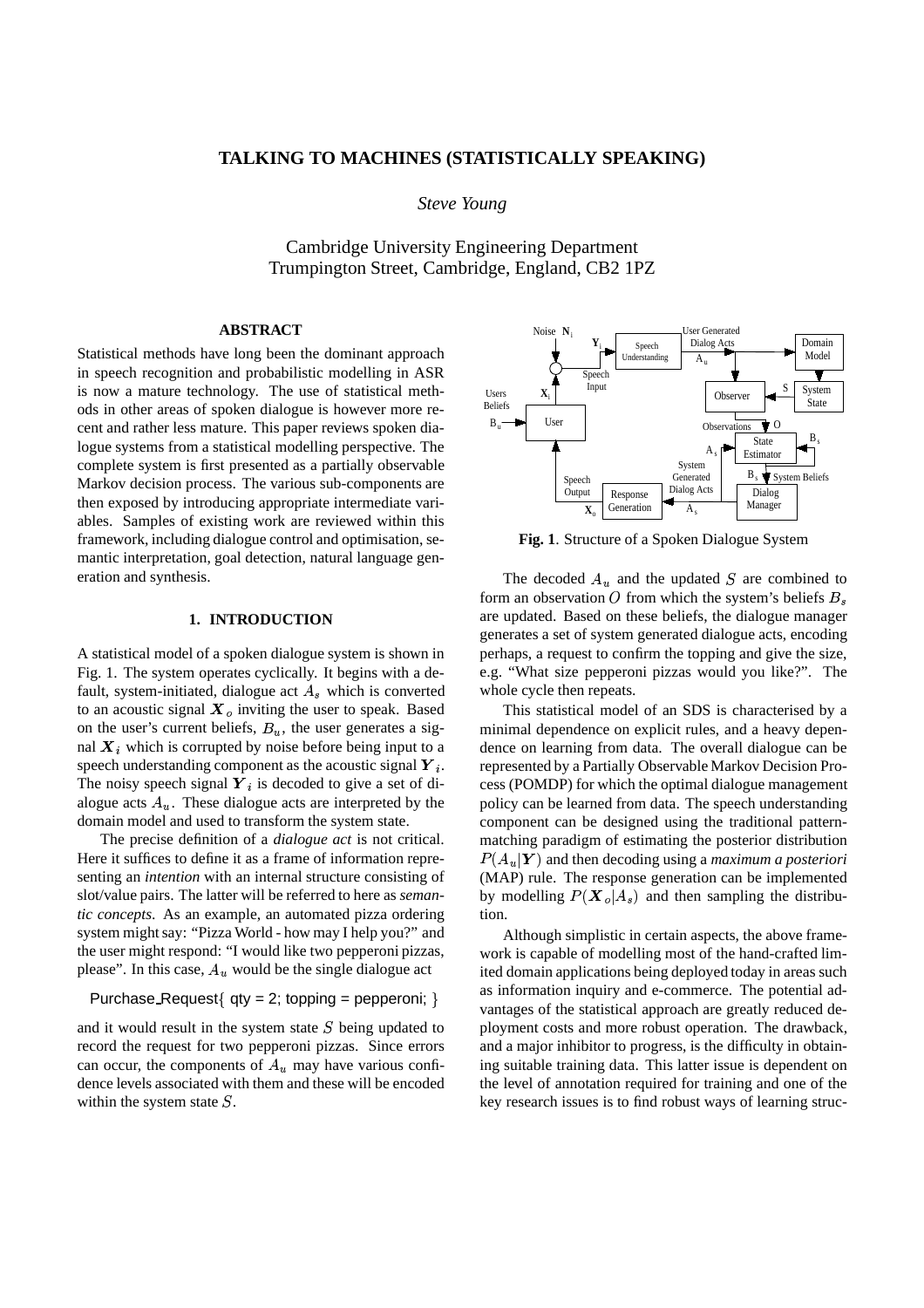# TALKING TO MACHINES (STATISTICALLY SPEAKING)

*Steve Young*

Cambridge University Engineering Department
Trumpington Street, Cambridge, England, CB2 1PZ

## ABSTRACT

Statistical methods have long been the dominant approach in speech recognition and probabilistic modelling in ASR is now a mature technology. The use of statistical methods in other areas of spoken dialogue is however more recent and rather less mature. This paper reviews spoken dialogue systems from a statistical modelling perspective. The complete system is first presented as a partially observable Markov decision process. The various sub-components are then exposed by introducing appropriate intermediate variables. Samples of existing work are reviewed within this framework, including dialogue control and optimisation, semantic interpretation, goal detection, natural language generation and synthesis.

## 1. INTRODUCTION

A statistical model of a spoken dialogue system is shown in Fig. 1. The system operates cyclically. It begins with a default, system-initiated, dialogue act $A_s$ which is converted to an acoustic signal $\boldsymbol{X}_o$ inviting the user to speak. Based on the user's current beliefs, $B_u$, the user generates a signal $\boldsymbol{X}_i$ which is corrupted by noise before being input to a speech understanding component as the acoustic signal $\boldsymbol{Y}_i$. The noisy speech signal $\boldsymbol{Y}_i$ is decoded to give a set of dialogue acts $A_u$. These dialogue acts are interpreted by the domain model and used to transform the system state.

The precise definition of a *dialogue act* is not critical. Here it suffices to define it as a frame of information representing an *intention* with an internal structure consisting of slot/value pairs. The latter will be referred to here as *semantic concepts*. As an example, an automated pizza ordering system might say: "Pizza World - how may I help you?" and the user might respond: "I would like two pepperoni pizzas, please". In this case, $A_u$ would be the single dialogue act

Purchase_Request{ qty = 2; topping = pepperoni; }

and it would result in the system state $S$ being updated to record the request for two pepperoni pizzas. Since errors can occur, the components of $A_u$ may have various confidence levels associated with them and these will be encoded within the system state $S$.

**Fig. 1**. Structure of a Spoken Dialogue System

The decoded $A_u$ and the updated $S$ are combined to form an observation $O$ from which the system's beliefs $B_s$ are updated. Based on these beliefs, the dialogue manager generates a set of system generated dialogue acts, encoding perhaps, a request to confirm the topping and give the size, e.g. "What size pepperoni pizzas would you like?". The whole cycle then repeats.

This statistical model of an SDS is characterised by a minimal dependence on explicit rules, and a heavy dependence on learning from data. The overall dialogue can be represented by a Partially Observable Markov Decision Process (POMDP) for which the optimal dialogue management policy can be learned from data. The speech understanding component can be designed using the traditional pattern-matching paradigm of estimating the posterior distribution $P(A_u|\boldsymbol{Y})$ and then decoding using a ***maximum a posteriori*** (MAP) rule. The response generation can be implemented by modelling $P(\boldsymbol{X}_o|A_s)$ and then sampling the distribution.

Although simplistic in certain aspects, the above framework is capable of modelling most of the hand-crafted limited domain applications being deployed today in areas such as information inquiry and e-commerce. The potential advantages of the statistical approach are greatly reduced deployment costs and more robust operation. The drawback, and a major inhibitor to progress, is the difficulty in obtaining suitable training data. This latter issue is dependent on the level of annotation required for training and one of the key research issues is to find robust ways of learning struc-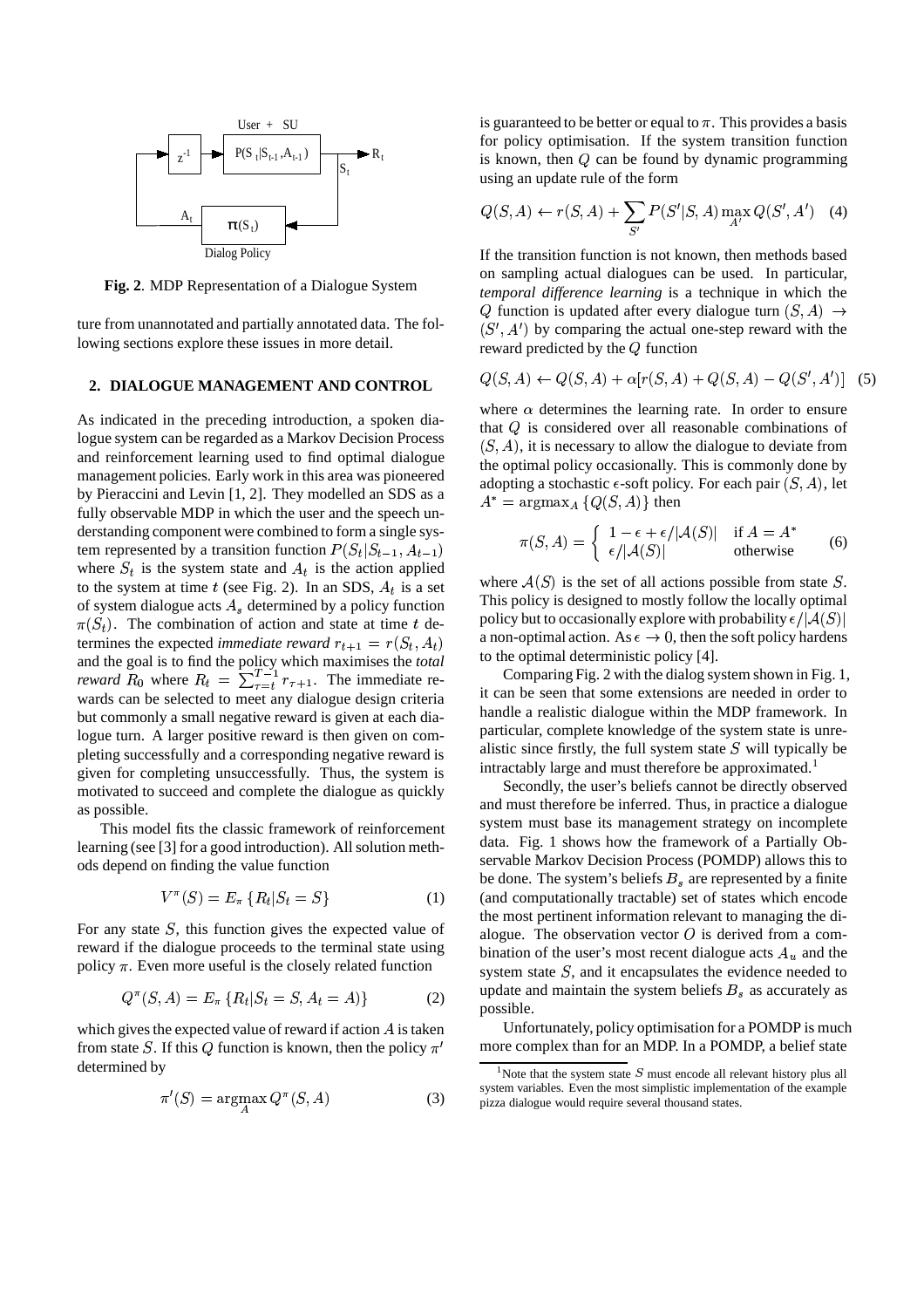**Fig. 2**. MDP Representation of a Dialogue System

ture from unannotated and partially annotated data. The following sections explore these issues in more detail.

## 2. DIALOGUE MANAGEMENT AND CONTROL

As indicated in the preceding introduction, a spoken dialogue system can be regarded as a Markov Decision Process and reinforcement learning used to find optimal dialogue management policies. Early work in this area was pioneered by Pieraccini and Levin [1, 2]. They modelled an SDS as a fully observable MDP in which the user and the speech understanding component were combined to form a single system represented by a transition function $P(S_t|S_{t-1}, A_{t-1})$ where $S_t$ is the system state and $A_t$ is the action applied to the system at time $t$ (see Fig. 2). In an SDS, $A_t$ is a set of system dialogue acts $A_s$ determined by a policy function $\pi(S_t)$. The combination of action and state at time $t$ determines the expected *immediate reward* $r_{t+1} = r(S_t, A_t)$ and the goal is to find the policy which maximises the *total reward* $R_0$ where $R_t = \sum_{\tau=t}^{T-1} r_{\tau+1}$. The immediate rewards can be selected to meet any dialogue design criteria but commonly a small negative reward is given at each dialogue turn. A larger positive reward is then given on completing successfully and a corresponding negative reward is given for completing unsuccessfully. Thus, the system is motivated to succeed and complete the dialogue as quickly as possible.

This model fits the classic framework of reinforcement learning (see [3] for a good introduction). All solution methods depend on finding the value function

$$V^{\pi}(S) = E_{\pi}\left\{R_t | S_t = S\right\} \tag{1}$$

For any state $S$, this function gives the expected value of reward if the dialogue proceeds to the terminal state using policy $\pi$. Even more useful is the closely related function

$$Q^{\pi}(S, A) = E_{\pi}\left\{R_t | S_t = S, A_t = A)\right\} \tag{2}$$

which gives the expected value of reward if action $A$ is taken from state $S$. If this $Q$ function is known, then the policy $\pi'$ determined by

$$\pi'(S) = \operatorname*{argmax}_{A} Q^{\pi}(S, A) \tag{3}$$

is guaranteed to be better or equal to $\pi$. This provides a basis for policy optimisation. If the system transition function is known, then $Q$ can be found by dynamic programming using an update rule of the form

$$Q(S, A) \leftarrow r(S, A) + \sum_{S'} P(S'|S, A) \max_{A'} Q(S', A') \tag{4}$$

If the transition function is not known, then methods based on sampling actual dialogues can be used. In particular, *temporal difference learning* is a technique in which the $Q$ function is updated after every dialogue turn $(S, A) \rightarrow (S', A')$ by comparing the actual one-step reward with the reward predicted by the $Q$ function

$$Q(S, A) \leftarrow Q(S, A) + \alpha[r(S, A) + Q(S, A) - Q(S', A')] \tag{5}$$

where $\alpha$ determines the learning rate. In order to ensure that $Q$ is considered over all reasonable combinations of $(S, A)$, it is necessary to allow the dialogue to deviate from the optimal policy occasionally. This is commonly done by adopting a stochastic $\epsilon$-soft policy. For each pair $(S, A)$, let $A^* = \operatorname{argmax}_A \{Q(S, A)\}$ then

$$\pi(S, A) = \begin{cases} 1 - \epsilon + \epsilon/|\mathcal{A}(S)| & \text{if } A = A^* \\ \epsilon/|\mathcal{A}(S)| & \text{otherwise} \end{cases} \tag{6}$$

where $\mathcal{A}(S)$ is the set of all actions possible from state $S$. This policy is designed to mostly follow the locally optimal policy but to occasionally explore with probability $\epsilon/|\mathcal{A}(S)|$ a non-optimal action. As $\epsilon \rightarrow 0$, then the soft policy hardens to the optimal deterministic policy [4].

Comparing Fig. 2 with the dialog system shown in Fig. 1, it can be seen that some extensions are needed in order to handle a realistic dialogue within the MDP framework. In particular, complete knowledge of the system state is unrealistic since firstly, the full system state $S$ will typically be intractably large and must therefore be approximated.[1]

Secondly, the user's beliefs cannot be directly observed and must therefore be inferred. Thus, in practice a dialogue system must base its management strategy on incomplete data. Fig. 1 shows how the framework of a Partially Observable Markov Decision Process (POMDP) allows this to be done. The system's beliefs $B_s$ are represented by a finite (and computationally tractable) set of states which encode the most pertinent information relevant to managing the dialogue. The observation vector $O$ is derived from a combination of the user's most recent dialogue acts $A_u$ and the system state $S$, and it encapsulates the evidence needed to update and maintain the system beliefs $B_s$ as accurately as possible.

Unfortunately, policy optimisation for a POMDP is much more complex than for an MDP. In a POMDP, a belief state

[1] Note that the system state $S$ must encode all relevant history plus all system variables. Even the most simplistic implementation of the example pizza dialogue would require several thousand states.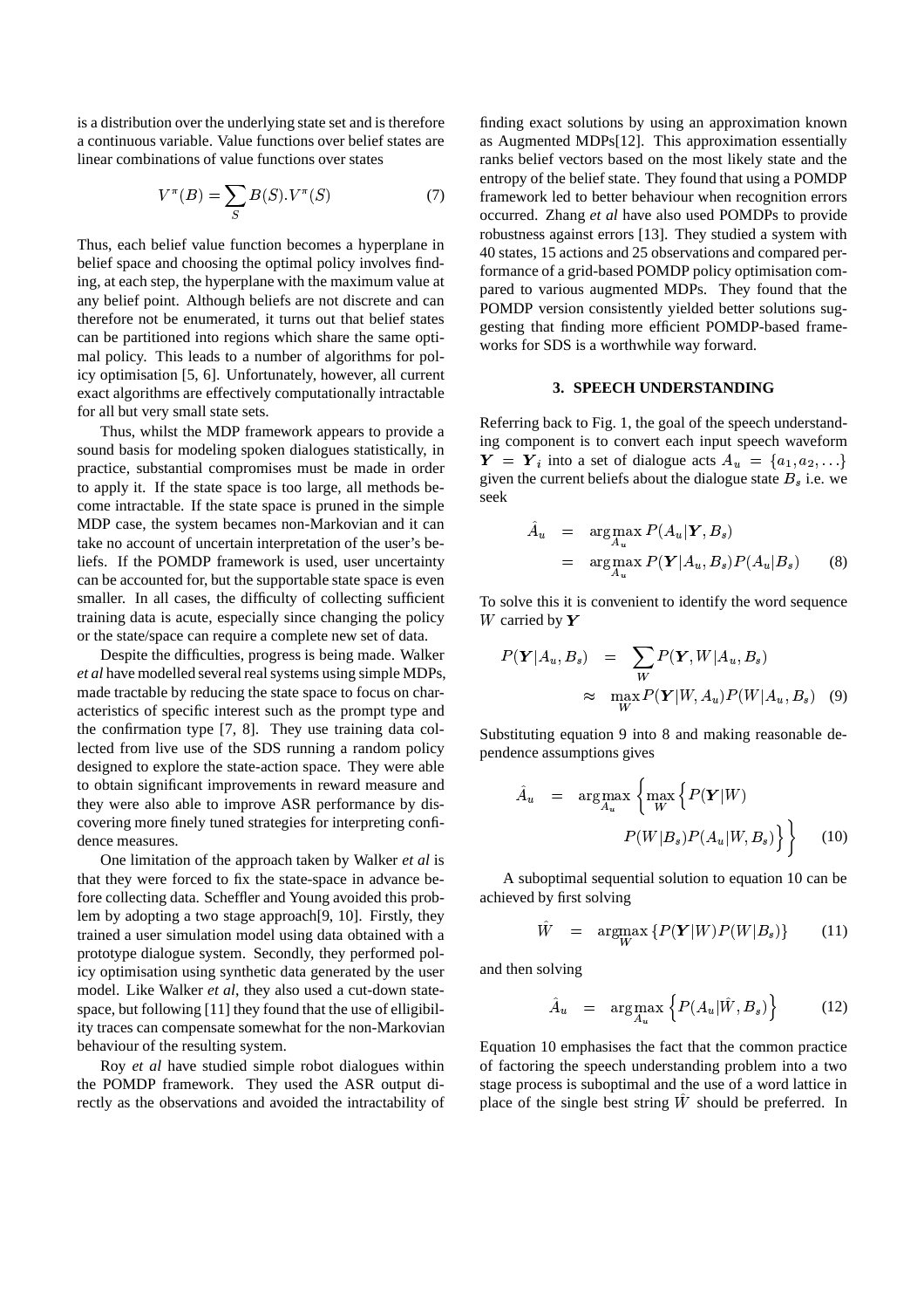is a distribution over the underlying state set and is therefore a continuous variable. Value functions over belief states are linear combinations of value functions over states

$$V^{\pi}(B) = \sum_{S} B(S).V^{\pi}(S) \tag{7}$$

Thus, each belief value function becomes a hyperplane in belief space and choosing the optimal policy involves finding, at each step, the hyperplane with the maximum value at any belief point. Although beliefs are not discrete and can therefore not be enumerated, it turns out that belief states can be partitioned into regions which share the same optimal policy. This leads to a number of algorithms for policy optimisation [5, 6]. Unfortunately, however, all current exact algorithms are effectively computationally intractable for all but very small state sets.

Thus, whilst the MDP framework appears to provide a sound basis for modeling spoken dialogues statistically, in practice, substantial compromises must be made in order to apply it. If the state space is too large, all methods become intractable. If the state space is pruned in the simple MDP case, the system becames non-Markovian and it can take no account of uncertain interpretation of the user's beliefs. If the POMDP framework is used, user uncertainty can be accounted for, but the supportable state space is even smaller. In all cases, the difficulty of collecting sufficient training data is acute, especially since changing the policy or the state/space can require a complete new set of data.

Despite the difficulties, progress is being made. Walker *et al* have modelled several real systems using simple MDPs, made tractable by reducing the state space to focus on characteristics of specific interest such as the prompt type and the confirmation type [7, 8]. They use training data collected from live use of the SDS running a random policy designed to explore the state-action space. They were able to obtain significant improvements in reward measure and they were also able to improve ASR performance by discovering more finely tuned strategies for interpreting confidence measures.

One limitation of the approach taken by Walker *et al* is that they were forced to fix the state-space in advance before collecting data. Scheffler and Young avoided this problem by adopting a two stage approach[9, 10]. Firstly, they trained a user simulation model using data obtained with a prototype dialogue system. Secondly, they performed policy optimisation using synthetic data generated by the user model. Like Walker *et al*, they also used a cut-down state-space, but following [11] they found that the use of elligibility traces can compensate somewhat for the non-Markovian behaviour of the resulting system.

Roy *et al* have studied simple robot dialogues within the POMDP framework. They used the ASR output directly as the observations and avoided the intractability of finding exact solutions by using an approximation known as Augmented MDPs[12]. This approximation essentially ranks belief vectors based on the most likely state and the entropy of the belief state. They found that using a POMDP framework led to better behaviour when recognition errors occurred. Zhang *et al* have also used POMDPs to provide robustness against errors [13]. They studied a system with 40 states, 15 actions and 25 observations and compared performance of a grid-based POMDP policy optimisation compared to various augmented MDPs. They found that the POMDP version consistently yielded better solutions suggesting that finding more efficient POMDP-based frameworks for SDS is a worthwhile way forward.

### 3. SPEECH UNDERSTANDING

Referring back to Fig. 1, the goal of the speech understanding component is to convert each input speech waveform $\boldsymbol{Y} = \boldsymbol{Y}_i$ into a set of dialogue acts $A_u = \{a_1, a_2, \ldots\}$ given the current beliefs about the dialogue state $B_s$ i.e. we seek

$$\begin{aligned} \hat{A}_u &= \arg\max_{A_u} P(A_u|\boldsymbol{Y}, B_s) \\ &= \arg\max_{A_u} P(\boldsymbol{Y}|A_u, B_s)P(A_u|B_s) \end{aligned} \tag{8}$$

To solve this it is convenient to identify the word sequence $W$ carried by $\boldsymbol{Y}$

$$\begin{aligned} P(\boldsymbol{Y}|A_u, B_s) &= \sum_{W} P(\boldsymbol{Y}, W|A_u, B_s) \\ &\approx \max_{W} P(\boldsymbol{Y}|W, A_u)P(W|A_u, B_s) \end{aligned} \tag{9}$$

Substituting equation 9 into 8 and making reasonable dependence assumptions gives

$$\begin{aligned} \hat{A}_u = \arg\max_{A_u} \Big\{ \max_{W} \Big\{ & P(\boldsymbol{Y}|W) \\ & P(W|B_s)P(A_u|W, B_s) \Big\} \Big\} \end{aligned} \tag{10}$$

A suboptimal sequential solution to equation 10 can be achieved by first solving

$$\hat{W} = \operatorname*{argmax}_{W} \{P(\boldsymbol{Y}|W)P(W|B_s)\} \tag{11}$$

and then solving

$$\hat{A}_u = \arg\max_{A_u} \Big\{ P(A_u|\hat{W}, B_s) \Big\} \tag{12}$$

Equation 10 emphasises the fact that the common practice of factoring the speech understanding problem into a two stage process is suboptimal and the use of a word lattice in place of the single best string $\hat{W}$ should be preferred. In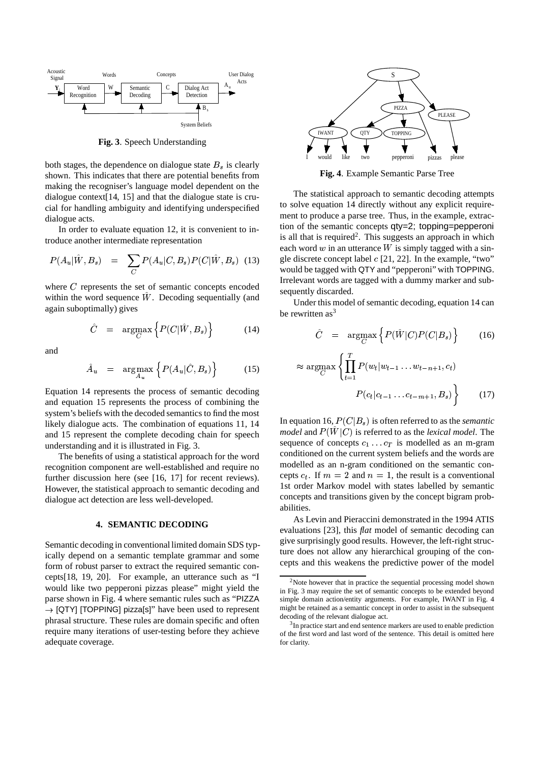**Fig. 3**. Speech Understanding

both stages, the dependence on dialogue state $B_s$ is clearly shown. This indicates that there are potential benefits from making the recogniser's language model dependent on the dialogue context[14, 15] and that the dialogue state is crucial for handling ambiguity and identifying underspecified dialogue acts.

In order to evaluate equation 12, it is convenient to introduce another intermediate representation

$$P(A_u|\hat{W}, B_s) = \sum_C P(A_u|C, B_s)P(C|\hat{W}, B_s) \quad (13)$$

where $C$ represents the set of semantic concepts encoded within the word sequence $\hat{W}$. Decoding sequentially (and again suboptimally) gives

$$\hat{C} = \operatorname*{argmax}_C \left\{ P(C|\hat{W}, B_s) \right\} \quad (14)$$

and

$$\hat{A}_u = \operatorname*{arg\,max}_{A_u} \left\{ P(A_u|\hat{C}, B_s) \right\} \quad (15)$$

Equation 14 represents the process of semantic decoding and equation 15 represents the process of combining the system's beliefs with the decoded semantics to find the most likely dialogue acts. The combination of equations 11, 14 and 15 represent the complete decoding chain for speech understanding and it is illustrated in Fig. 3.

The benefits of using a statistical approach for the word recognition component are well-established and require no further discussion here (see [16, 17] for recent reviews). However, the statistical approach to semantic decoding and dialogue act detection are less well-developed.

## 4. SEMANTIC DECODING

Semantic decoding in conventional limited domain SDS typically depend on a semantic template grammar and some form of robust parser to extract the required semantic concepts[18, 19, 20]. For example, an utterance such as "I would like two pepperoni pizzas please" might yield the parse shown in Fig. 4 where semantic rules such as "PIZZA $\rightarrow$ [QTY] [TOPPING] pizza[s]" have been used to represent phrasal structure. These rules are domain specific and often require many iterations of user-testing before they achieve adequate coverage.

**Fig. 4**. Example Semantic Parse Tree

The statistical approach to semantic decoding attempts to solve equation 14 directly without any explicit requirement to produce a parse tree. Thus, in the example, extraction of the semantic concepts qty=2; topping=pepperoni is all that is required[2]. This suggests an approach in which each word $w$ in an utterance $W$ is simply tagged with a single discrete concept label $c$ [21, 22]. In the example, "two" would be tagged with QTY and "pepperoni" with TOPPING. Irrelevant words are tagged with a dummy marker and subsequently discarded.

Under this model of semantic decoding, equation 14 can be rewritten as[3]

$$\hat{C} = \operatorname*{argmax}_C \left\{ P(\hat{W}|C)P(C|B_s) \right\} \quad (16)$$

$$\approx \operatorname*{argmax}_C \left\{ \prod_{t=1}^{T} P(w_t|w_{t-1} \ldots w_{t-n+1}, c_t) \right.$$
$$\left. P(c_t|c_{t-1} \ldots c_{t-m+1}, B_s) \right\} \quad (17)$$

In equation 16, $P(C|B_s)$ is often referred to as the *semantic model* and $P(\hat{W}|C)$ is referred to as the *lexical model*. The sequence of concepts $c_1 \ldots c_T$ is modelled as an m-gram conditioned on the current system beliefs and the words are modelled as an n-gram conditioned on the semantic concepts $c_t$. If $m = 2$ and $n = 1$, the result is a conventional 1st order Markov model with states labelled by semantic concepts and transitions given by the concept bigram probabilities.

As Levin and Pieraccini demonstrated in the 1994 ATIS evaluations [23], this *flat* model of semantic decoding can give surprisingly good results. However, the left-right structure does not allow any hierarchical grouping of the concepts and this weakens the predictive power of the model

[2] Note however that in practice the sequential processing model shown in Fig. 3 may require the set of semantic concepts to be extended beyond simple domain action/entity arguments. For example, IWANT in Fig. 4 might be retained as a semantic concept in order to assist in the subsequent decoding of the relevant dialogue act.

[3] In practice start and end sentence markers are used to enable prediction of the first word and last word of the sentence. This detail is omitted here for clarity.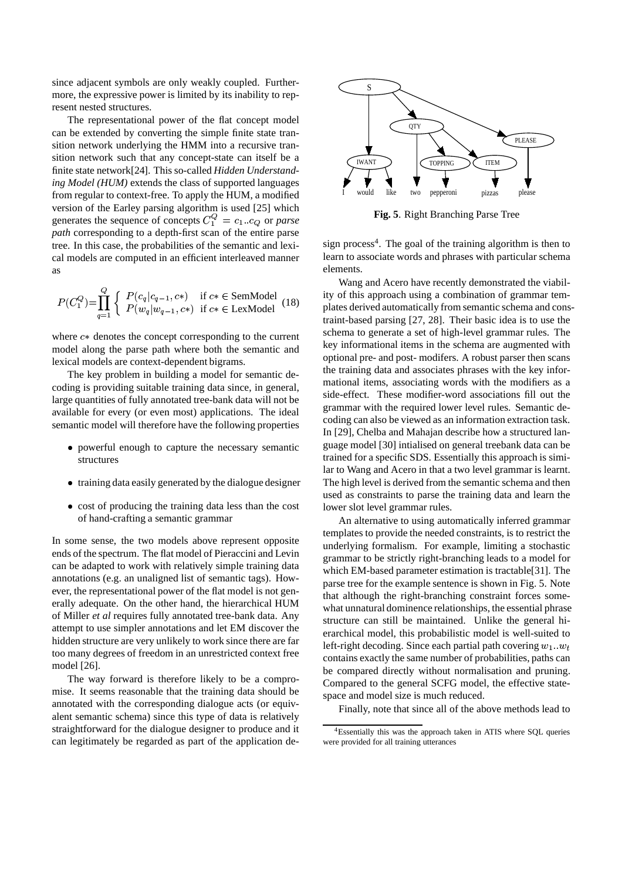since adjacent symbols are only weakly coupled. Furthermore, the expressive power is limited by its inability to represent nested structures.

The representational power of the flat concept model can be extended by converting the simple finite state transition network underlying the HMM into a recursive transition network such that any concept-state can itself be a finite state network[24]. This so-called *Hidden Understanding Model (HUM)* extends the class of supported languages from regular to context-free. To apply the HUM, a modified version of the Earley parsing algorithm is used [25] which generates the sequence of concepts $C_1^Q = c_1..c_Q$ or *parse path* corresponding to a depth-first scan of the entire parse tree. In this case, the probabilities of the semantic and lexical models are computed in an efficient interleaved manner as

$$P(C_1^Q) = \prod_{q=1}^{Q} \left\{ \begin{array}{ll} P(c_q|c_{q-1}, c*) & \text{if } c* \in \text{SemModel} \\ P(w_q|w_{q-1}, c*) & \text{if } c* \in \text{LexModel} \end{array} \right. \quad (18)$$

where $c*$ denotes the concept corresponding to the current model along the parse path where both the semantic and lexical models are context-dependent bigrams.

The key problem in building a model for semantic decoding is providing suitable training data since, in general, large quantities of fully annotated tree-bank data will not be available for every (or even most) applications. The ideal semantic model will therefore have the following properties

- powerful enough to capture the necessary semantic structures
- training data easily generated by the dialogue designer
- cost of producing the training data less than the cost of hand-crafting a semantic grammar

In some sense, the two models above represent opposite ends of the spectrum. The flat model of Pieraccini and Levin can be adapted to work with relatively simple training data annotations (e.g. an unaligned list of semantic tags). However, the representational power of the flat model is not generally adequate. On the other hand, the hierarchical HUM of Miller *et al* requires fully annotated tree-bank data. Any attempt to use simpler annotations and let EM discover the hidden structure are very unlikely to work since there are far too many degrees of freedom in an unrestricted context free model [26].

The way forward is therefore likely to be a compromise. It seems reasonable that the training data should be annotated with the corresponding dialogue acts (or equivalent semantic schema) since this type of data is relatively straightforward for the dialogue designer to produce and it can legitimately be regarded as part of the application design process[4]. The goal of the training algorithm is then to learn to associate words and phrases with particular schema elements.

**Fig. 5**. Right Branching Parse Tree

Wang and Acero have recently demonstrated the viability of this approach using a combination of grammar templates derived automatically from semantic schema and constraint-based parsing [27, 28]. Their basic idea is to use the schema to generate a set of high-level grammar rules. The key informational items in the schema are augmented with optional pre- and post- modifers. A robust parser then scans the training data and associates phrases with the key informational items, associating words with the modifiers as a side-effect. These modifier-word associations fill out the grammar with the required lower level rules. Semantic decoding can also be viewed as an information extraction task. In [29], Chelba and Mahajan describe how a structured language model [30] intialised on general treebank data can be trained for a specific SDS. Essentially this approach is similar to Wang and Acero in that a two level grammar is learnt. The high level is derived from the semantic schema and then used as constraints to parse the training data and learn the lower slot level grammar rules.

An alternative to using automatically inferred grammar templates to provide the needed constraints, is to restrict the underlying formalism. For example, limiting a stochastic grammar to be strictly right-branching leads to a model for which EM-based parameter estimation is tractable[31]. The parse tree for the example sentence is shown in Fig. 5. Note that although the right-branching constraint forces somewhat unnatural dominence relationships, the essential phrase structure can still be maintained. Unlike the general hierarchical model, this probabilistic model is well-suited to left-right decoding. Since each partial path covering $w_1..w_t$ contains exactly the same number of probabilities, paths can be compared directly without normalisation and pruning. Compared to the general SCFG model, the effective state-space and model size is much reduced.

Finally, note that since all of the above methods lead to

[4] Essentially this was the approach taken in ATIS where SQL queries were provided for all training utterances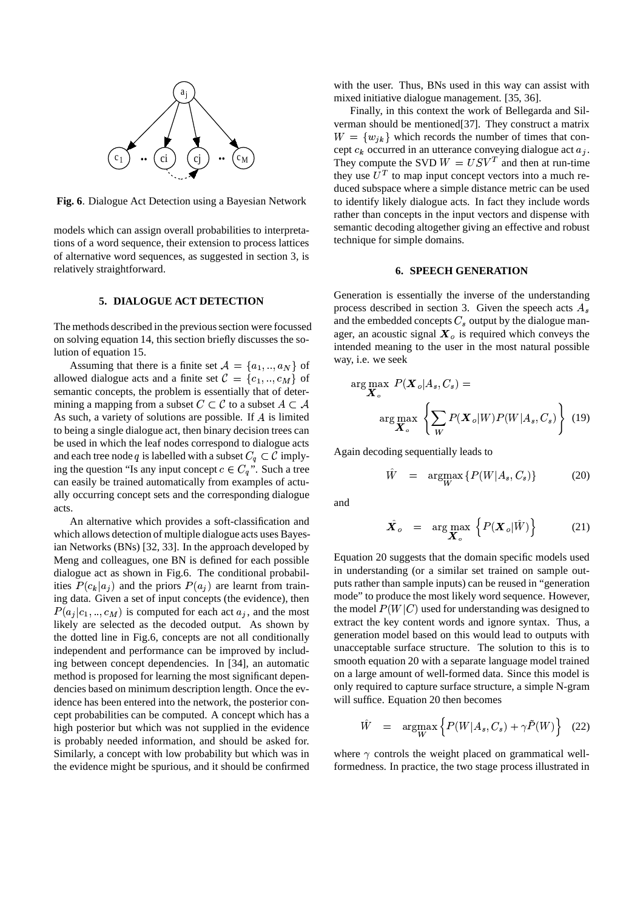**Fig. 6**. Dialogue Act Detection using a Bayesian Network

models which can assign overall probabilities to interpretations of a word sequence, their extension to process lattices of alternative word sequences, as suggested in section 3, is relatively straightforward.

## 5. DIALOGUE ACT DETECTION

The methods described in the previous section were focussed on solving equation 14, this section briefly discusses the solution of equation 15.

Assuming that there is a finite set $\mathcal{A} = \{a_1, .., a_N\}$ of allowed dialogue acts and a finite set $\mathcal{C} = \{c_1, .., c_M\}$ of semantic concepts, the problem is essentially that of determining a mapping from a subset $C \subset \mathcal{C}$ to a subset $A \subset \mathcal{A}$ As such, a variety of solutions are possible. If $A$ is limited to being a single dialogue act, then binary decision trees can be used in which the leaf nodes correspond to dialogue acts and each tree node $q$ is labelled with a subset $C_q \subset \mathcal{C}$ implying the question "Is any input concept $c \in C_q$". Such a tree can easily be trained automatically from examples of actually occurring concept sets and the corresponding dialogue acts.

An alternative which provides a soft-classification and which allows detection of multiple dialogue acts uses Bayesian Networks (BNs) [32, 33]. In the approach developed by Meng and colleagues, one BN is defined for each possible dialogue act as shown in Fig.6. The conditional probabilities $P(c_k|a_j)$ and the priors $P(a_j)$ are learnt from training data. Given a set of input concepts (the evidence), then $P(a_j|c_1, .., c_M)$ is computed for each act $a_j$, and the most likely are selected as the decoded output. As shown by the dotted line in Fig.6, concepts are not all conditionally independent and performance can be improved by including between concept dependencies. In [34], an automatic method is proposed for learning the most significant dependencies based on minimum description length. Once the evidence has been entered into the network, the posterior concept probabilities can be computed. A concept which has a high posterior but which was not supplied in the evidence is probably needed information, and should be asked for. Similarly, a concept with low probability but which was in the evidence might be spurious, and it should be confirmed with the user. Thus, BNs used in this way can assist with mixed initiative dialogue management. [35, 36].

Finally, in this context the work of Bellegarda and Silverman should be mentioned[37]. They construct a matrix $W = \{w_{jk}\}$ which records the number of times that concept $c_k$ occurred in an utterance conveying dialogue act $a_j$. They compute the SVD $W = USV^T$ and then at run-time they use $U^T$ to map input concept vectors into a much reduced subspace where a simple distance metric can be used to identify likely dialogue acts. In fact they include words rather than concepts in the input vectors and dispense with semantic decoding altogether giving an effective and robust technique for simple domains.

## 6. SPEECH GENERATION

Generation is essentially the inverse of the understanding process described in section 3. Given the speech acts $A_s$ and the embedded concepts $C_s$ output by the dialogue manager, an acoustic signal $\boldsymbol{X}_o$ is required which conveys the intended meaning to the user in the most natural possible way, i.e. we seek

$$\arg\max_{\boldsymbol{X}_o} P(\boldsymbol{X}_o|A_s, C_s) = \arg\max_{\boldsymbol{X}_o} \left\{ \sum_W P(\boldsymbol{X}_o|W) P(W|A_s, C_s) \right\} \quad (19)$$

Again decoding sequentially leads to

$$\hat{W} = \operatorname*{argmax}_W \{P(W|A_s, C_s)\} \quad (20)$$

and

$$\hat{\boldsymbol{X}}_o = \arg\max_{\boldsymbol{X}_o} \left\{ P(\boldsymbol{X}_o|\hat{W}) \right\} \quad (21)$$

Equation 20 suggests that the domain specific models used in understanding (or a similar set trained on sample outputs rather than sample inputs) can be reused in "generation mode" to produce the most likely word sequence. However, the model $P(W|C)$ used for understanding was designed to extract the key content words and ignore syntax. Thus, a generation model based on this would lead to outputs with unacceptable surface structure. The solution to this is to smooth equation 20 with a separate language model trained on a large amount of well-formed data. Since this model is only required to capture surface structure, a simple N-gram will suffice. Equation 20 then becomes

$$\hat{W} = \operatorname*{argmax}_W \left\{ P(W|A_s, C_s) + \gamma \tilde{P}(W) \right\} \quad (22)$$

where $\gamma$ controls the weight placed on grammatical well-formedness. In practice, the two stage process illustrated in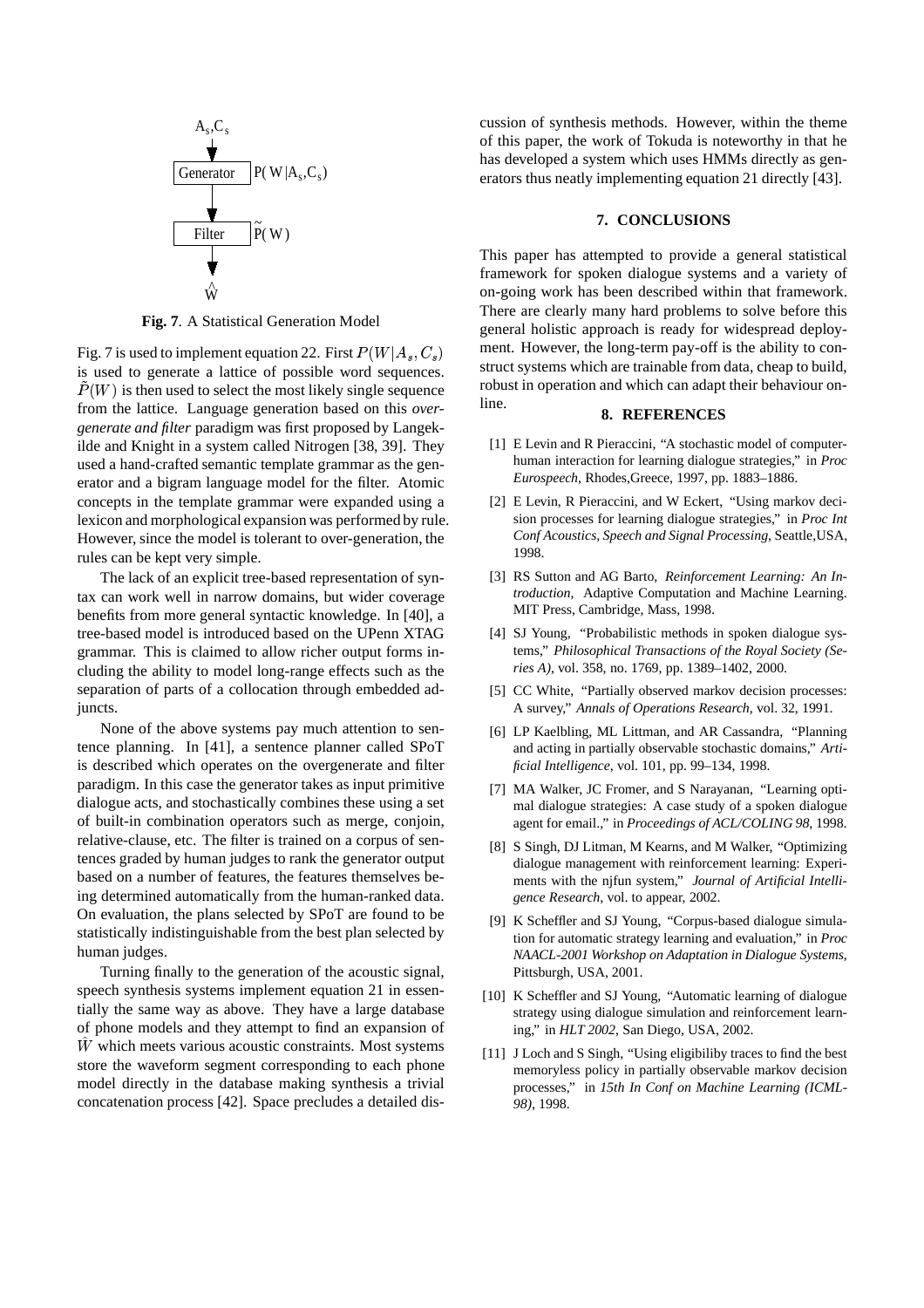**Fig. 7**. A Statistical Generation Model

Fig. 7 is used to implement equation 22. First $P(W|A_s, C_s)$ is used to generate a lattice of possible word sequences. $\tilde{P}(W)$ is then used to select the most likely single sequence from the lattice. Language generation based on this *overgenerate and filter* paradigm was first proposed by Langekilde and Knight in a system called Nitrogen [38, 39]. They used a hand-crafted semantic template grammar as the generator and a bigram language model for the filter. Atomic concepts in the template grammar were expanded using a lexicon and morphological expansion was performed by rule. However, since the model is tolerant to over-generation, the rules can be kept very simple.

The lack of an explicit tree-based representation of syntax can work well in narrow domains, but wider coverage benefits from more general syntactic knowledge. In [40], a tree-based model is introduced based on the UPenn XTAG grammar. This is claimed to allow richer output forms including the ability to model long-range effects such as the separation of parts of a collocation through embedded adjuncts.

None of the above systems pay much attention to sentence planning. In [41], a sentence planner called SPoT is described which operates on the overgenerate and filter paradigm. In this case the generator takes as input primitive dialogue acts, and stochastically combines these using a set of built-in combination operators such as merge, conjoin, relative-clause, etc. The filter is trained on a corpus of sentences graded by human judges to rank the generator output based on a number of features, the features themselves being determined automatically from the human-ranked data. On evaluation, the plans selected by SPoT are found to be statistically indistinguishable from the best plan selected by human judges.

Turning finally to the generation of the acoustic signal, speech synthesis systems implement equation 21 in essentially the same way as above. They have a large database of phone models and they attempt to find an expansion of $\hat{W}$ which meets various acoustic constraints. Most systems store the waveform segment corresponding to each phone model directly in the database making synthesis a trivial concatenation process [42]. Space precludes a detailed discussion of synthesis methods. However, within the theme of this paper, the work of Tokuda is noteworthy in that he has developed a system which uses HMMs directly as generators thus neatly implementing equation 21 directly [43].

## 7. CONCLUSIONS

This paper has attempted to provide a general statistical framework for spoken dialogue systems and a variety of on-going work has been described within that framework. There are clearly many hard problems to solve before this general holistic approach is ready for widespread deployment. However, the long-term pay-off is the ability to construct systems which are trainable from data, cheap to build, robust in operation and which can adapt their behaviour online.

## 8. REFERENCES

[1] E Levin and R Pieraccini, "A stochastic model of computer-human interaction for learning dialogue strategies," in *Proc Eurospeech*, Rhodes,Greece, 1997, pp. 1883–1886.

[2] E Levin, R Pieraccini, and W Eckert, "Using markov decision processes for learning dialogue strategies," in *Proc Int Conf Acoustics, Speech and Signal Processing*, Seattle,USA, 1998.

[3] RS Sutton and AG Barto, *Reinforcement Learning: An Introduction*, Adaptive Computation and Machine Learning. MIT Press, Cambridge, Mass, 1998.

[4] SJ Young, "Probabilistic methods in spoken dialogue systems," *Philosophical Transactions of the Royal Society (Series A)*, vol. 358, no. 1769, pp. 1389–1402, 2000.

[5] CC White, "Partially observed markov decision processes: A survey," *Annals of Operations Research*, vol. 32, 1991.

[6] LP Kaelbling, ML Littman, and AR Cassandra, "Planning and acting in partially observable stochastic domains," *Artificial Intelligence*, vol. 101, pp. 99–134, 1998.

[7] MA Walker, JC Fromer, and S Narayanan, "Learning optimal dialogue strategies: A case study of a spoken dialogue agent for email.," in *Proceedings of ACL/COLING 98*, 1998.

[8] S Singh, DJ Litman, M Kearns, and M Walker, "Optimizing dialogue management with reinforcement learning: Experiments with the njfun system," *Journal of Artificial Intelligence Research*, vol. to appear, 2002.

[9] K Scheffler and SJ Young, "Corpus-based dialogue simulation for automatic strategy learning and evaluation," in *Proc NAACL-2001 Workshop on Adaptation in Dialogue Systems*, Pittsburgh, USA, 2001.

[10] K Scheffler and SJ Young, "Automatic learning of dialogue strategy using dialogue simulation and reinforcement learning," in *HLT 2002*, San Diego, USA, 2002.

[11] J Loch and S Singh, "Using eligibiliby traces to find the best memoryless policy in partially observable markov decision processes," in *15th In Conf on Machine Learning (ICML-98)*, 1998.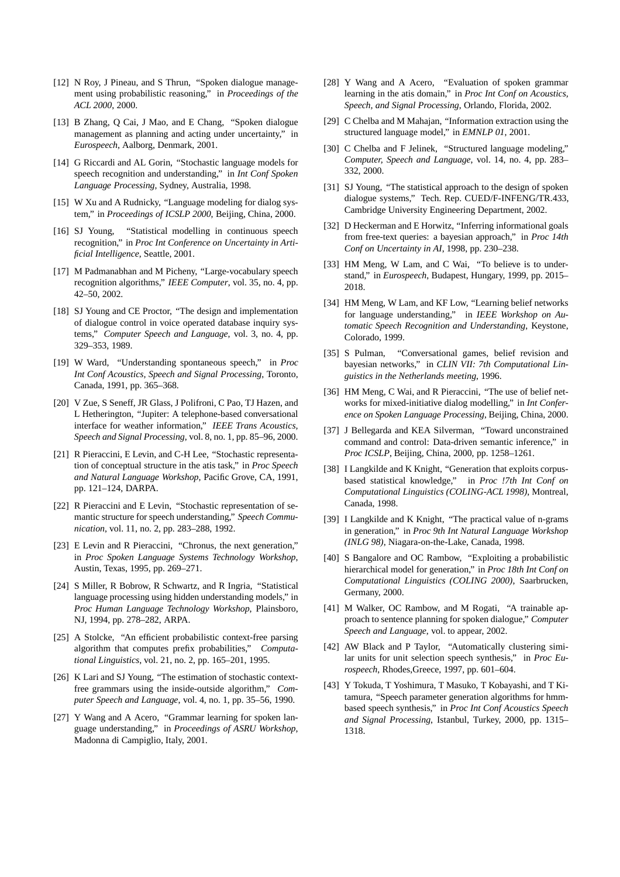[12] N Roy, J Pineau, and S Thrun, "Spoken dialogue management using probabilistic reasoning," in *Proceedings of the ACL 2000*, 2000.

[13] B Zhang, Q Cai, J Mao, and E Chang, "Spoken dialogue management as planning and acting under uncertainty," in *Eurospeech*, Aalborg, Denmark, 2001.

[14] G Riccardi and AL Gorin, "Stochastic language models for speech recognition and understanding," in *Int Conf Spoken Language Processing*, Sydney, Australia, 1998.

[15] W Xu and A Rudnicky, "Language modeling for dialog system," in *Proceedings of ICSLP 2000*, Beijing, China, 2000.

[16] SJ Young, "Statistical modelling in continuous speech recognition," in *Proc Int Conference on Uncertainty in Artificial Intelligence*, Seattle, 2001.

[17] M Padmanabhan and M Picheny, "Large-vocabulary speech recognition algorithms," *IEEE Computer*, vol. 35, no. 4, pp. 42–50, 2002.

[18] SJ Young and CE Proctor, "The design and implementation of dialogue control in voice operated database inquiry systems," *Computer Speech and Language*, vol. 3, no. 4, pp. 329–353, 1989.

[19] W Ward, "Understanding spontaneous speech," in *Proc Int Conf Acoustics, Speech and Signal Processing*, Toronto, Canada, 1991, pp. 365–368.

[20] V Zue, S Seneff, JR Glass, J Polifroni, C Pao, TJ Hazen, and L Hetherington, "Jupiter: A telephone-based conversational interface for weather information," *IEEE Trans Acoustics, Speech and Signal Processing*, vol. 8, no. 1, pp. 85–96, 2000.

[21] R Pieraccini, E Levin, and C-H Lee, "Stochastic representation of conceptual structure in the atis task," in *Proc Speech and Natural Language Workshop*, Pacific Grove, CA, 1991, pp. 121–124, DARPA.

[22] R Pieraccini and E Levin, "Stochastic representation of semantic structure for speech understanding," *Speech Communication*, vol. 11, no. 2, pp. 283–288, 1992.

[23] E Levin and R Pieraccini, "Chronus, the next generation," in *Proc Spoken Language Systems Technology Workshop*, Austin, Texas, 1995, pp. 269–271.

[24] S Miller, R Bobrow, R Schwartz, and R Ingria, "Statistical language processing using hidden understanding models," in *Proc Human Language Technology Workshop*, Plainsboro, NJ, 1994, pp. 278–282, ARPA.

[25] A Stolcke, "An efficient probabilistic context-free parsing algorithm that computes prefix probabilities," *Computational Linguistics*, vol. 21, no. 2, pp. 165–201, 1995.

[26] K Lari and SJ Young, "The estimation of stochastic context-free grammars using the inside-outside algorithm," *Computer Speech and Language*, vol. 4, no. 1, pp. 35–56, 1990.

[27] Y Wang and A Acero, "Grammar learning for spoken language understanding," in *Proceedings of ASRU Workshop*, Madonna di Campiglio, Italy, 2001.

[28] Y Wang and A Acero, "Evaluation of spoken grammar learning in the atis domain," in *Proc Int Conf on Acoustics, Speech, and Signal Processing*, Orlando, Florida, 2002.

[29] C Chelba and M Mahajan, "Information extraction using the structured language model," in *EMNLP 01*, 2001.

[30] C Chelba and F Jelinek, "Structured language modeling," *Computer, Speech and Language*, vol. 14, no. 4, pp. 283–332, 2000.

[31] SJ Young, "The statistical approach to the design of spoken dialogue systems," Tech. Rep. CUED/F-INFENG/TR.433, Cambridge University Engineering Department, 2002.

[32] D Heckerman and E Horwitz, "Inferring informational goals from free-text queries: a bayesian approach," in *Proc 14th Conf on Uncertainty in AI*, 1998, pp. 230–238.

[33] HM Meng, W Lam, and C Wai, "To believe is to understand," in *Eurospeech*, Budapest, Hungary, 1999, pp. 2015–2018.

[34] HM Meng, W Lam, and KF Low, "Learning belief networks for language understanding," in *IEEE Workshop on Automatic Speech Recognition and Understanding*, Keystone, Colorado, 1999.

[35] S Pulman, "Conversational games, belief revision and bayesian networks," in *CLIN VII: 7th Computational Linguistics in the Netherlands meeting*, 1996.

[36] HM Meng, C Wai, and R Pieraccini, "The use of belief networks for mixed-initiative dialog modelling," in *Int Conference on Spoken Language Processing*, Beijing, China, 2000.

[37] J Bellegarda and KEA Silverman, "Toward unconstrained command and control: Data-driven semantic inference," in *Proc ICSLP*, Beijing, China, 2000, pp. 1258–1261.

[38] I Langkilde and K Knight, "Generation that exploits corpus-based statistical knowledge," in *Proc !7th Int Conf on Computational Linguistics (COLING-ACL 1998)*, Montreal, Canada, 1998.

[39] I Langkilde and K Knight, "The practical value of n-grams in generation," in *Proc 9th Int Natural Language Workshop (INLG 98)*, Niagara-on-the-Lake, Canada, 1998.

[40] S Bangalore and OC Rambow, "Exploiting a probabilistic hierarchical model for generation," in *Proc 18th Int Conf on Computational Linguistics (COLING 2000)*, Saarbrucken, Germany, 2000.

[41] M Walker, OC Rambow, and M Rogati, "A trainable approach to sentence planning for spoken dialogue," *Computer Speech and Language*, vol. to appear, 2002.

[42] AW Black and P Taylor, "Automatically clustering similar units for unit selection speech synthesis," in *Proc Eurospeech*, Rhodes,Greece, 1997, pp. 601–604.

[43] Y Tokuda, T Yoshimura, T Masuko, T Kobayashi, and T Kitamura, "Speech parameter generation algorithms for hmm-based speech synthesis," in *Proc Int Conf Acoustics Speech and Signal Processing*, Istanbul, Turkey, 2000, pp. 1315–1318.